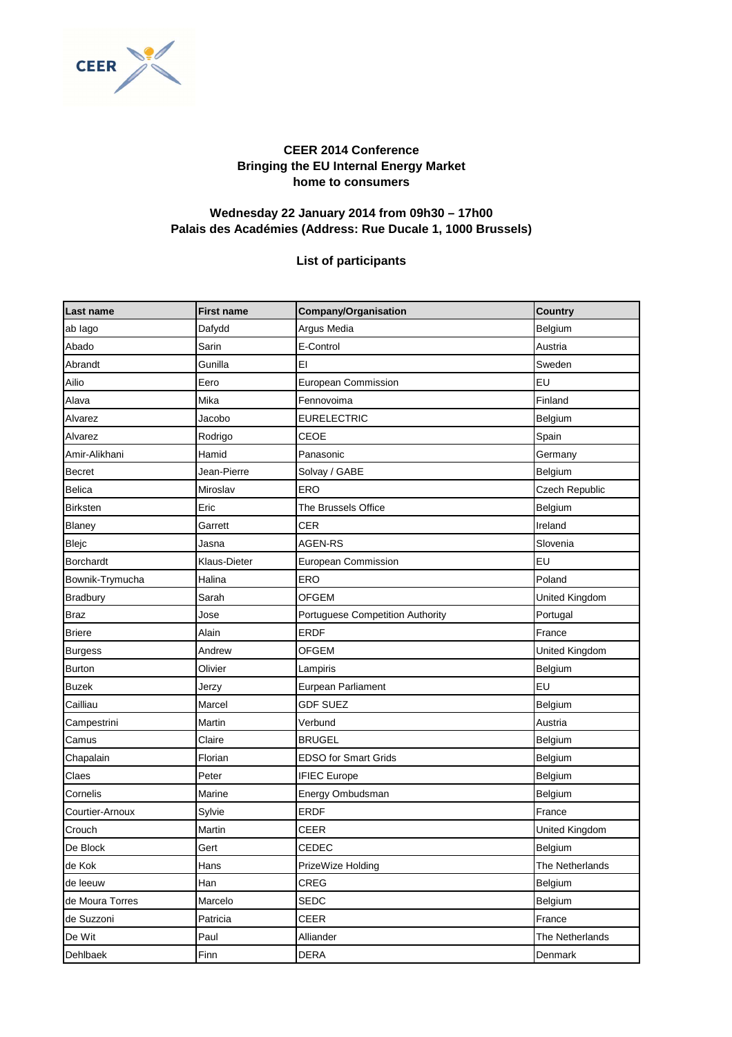**CEER 2014 Conference**
**Bringing the EU Internal Energy Market home to consumers**

**Wednesday 22 January 2014 from 09h30 – 17h00**
**Palais des Académies (Address: Rue Ducale 1, 1000 Brussels)**

**List of participants**

| Last name | First name | Company/Organisation | Country |
|---|---|---|---|
| ab Iago | Dafydd | Argus Media | Belgium |
| Abado | Sarin | E-Control | Austria |
| Abrandt | Gunilla | EI | Sweden |
| Ailio | Eero | European Commission | EU |
| Alava | Mika | Fennovoima | Finland |
| Alvarez | Jacobo | EURELECTRIC | Belgium |
| Alvarez | Rodrigo | CEOE | Spain |
| Amir-Alikhani | Hamid | Panasonic | Germany |
| Becret | Jean-Pierre | Solvay / GABE | Belgium |
| Belica | Miroslav | ERO | Czech Republic |
| Birksten | Eric | The Brussels Office | Belgium |
| Blaney | Garrett | CER | Ireland |
| Blejc | Jasna | AGEN-RS | Slovenia |
| Borchardt | Klaus-Dieter | European Commission | EU |
| Bownik-Trymucha | Halina | ERO | Poland |
| Bradbury | Sarah | OFGEM | United Kingdom |
| Braz | Jose | Portuguese Competition Authority | Portugal |
| Briere | Alain | ERDF | France |
| Burgess | Andrew | OFGEM | United Kingdom |
| Burton | Olivier | Lampiris | Belgium |
| Buzek | Jerzy | Eurpean Parliament | EU |
| Cailliau | Marcel | GDF SUEZ | Belgium |
| Campestrini | Martin | Verbund | Austria |
| Camus | Claire | BRUGEL | Belgium |
| Chapalain | Florian | EDSO for Smart Grids | Belgium |
| Claes | Peter | IFIEC Europe | Belgium |
| Cornelis | Marine | Energy Ombudsman | Belgium |
| Courtier-Arnoux | Sylvie | ERDF | France |
| Crouch | Martin | CEER | United Kingdom |
| De Block | Gert | CEDEC | Belgium |
| de Kok | Hans | PrizeWize Holding | The Netherlands |
| de leeuw | Han | CREG | Belgium |
| de Moura Torres | Marcelo | SEDC | Belgium |
| de Suzzoni | Patricia | CEER | France |
| De Wit | Paul | Alliander | The Netherlands |
| Dehlbaek | Finn | DERA | Denmark |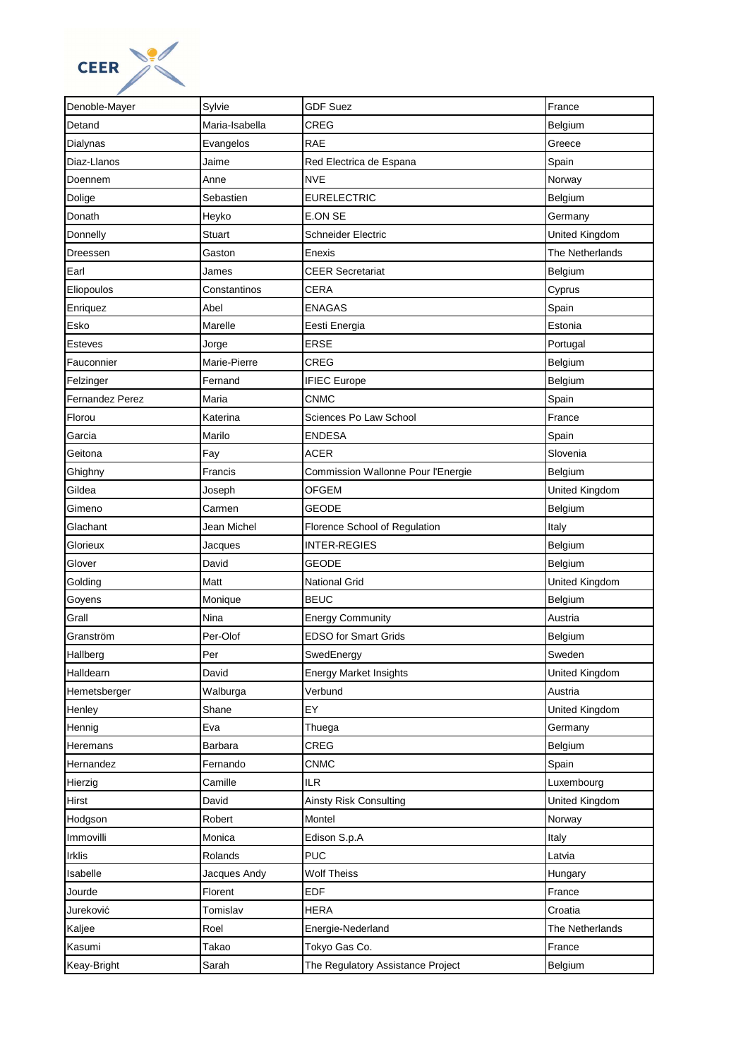| Denoble-Mayer | Sylvie | GDF Suez | France |
|---|---|---|---|
| Detand | Maria-Isabella | CREG | Belgium |
| Dialynas | Evangelos | RAE | Greece |
| Diaz-Llanos | Jaime | Red Electrica de Espana | Spain |
| Doennem | Anne | NVE | Norway |
| Dolige | Sebastien | EURELECTRIC | Belgium |
| Donath | Heyko | E.ON SE | Germany |
| Donnelly | Stuart | Schneider Electric | United Kingdom |
| Dreessen | Gaston | Enexis | The Netherlands |
| Earl | James | CEER Secretariat | Belgium |
| Eliopoulos | Constantinos | CERA | Cyprus |
| Enriquez | Abel | ENAGAS | Spain |
| Esko | Marelle | Eesti Energia | Estonia |
| Esteves | Jorge | ERSE | Portugal |
| Fauconnier | Marie-Pierre | CREG | Belgium |
| Felzinger | Fernand | IFIEC Europe | Belgium |
| Fernandez Perez | Maria | CNMC | Spain |
| Florou | Katerina | Sciences Po Law School | France |
| Garcia | Marilo | ENDESA | Spain |
| Geitona | Fay | ACER | Slovenia |
| Ghighny | Francis | Commission Wallonne Pour l'Energie | Belgium |
| Gildea | Joseph | OFGEM | United Kingdom |
| Gimeno | Carmen | GEODE | Belgium |
| Glachant | Jean Michel | Florence School of Regulation | Italy |
| Glorieux | Jacques | INTER-REGIES | Belgium |
| Glover | David | GEODE | Belgium |
| Golding | Matt | National Grid | United Kingdom |
| Goyens | Monique | BEUC | Belgium |
| Grall | Nina | Energy Community | Austria |
| Granström | Per-Olof | EDSO for Smart Grids | Belgium |
| Hallberg | Per | SwedEnergy | Sweden |
| Halldearn | David | Energy Market Insights | United Kingdom |
| Hemetsberger | Walburga | Verbund | Austria |
| Henley | Shane | EY | United Kingdom |
| Hennig | Eva | Thuega | Germany |
| Heremans | Barbara | CREG | Belgium |
| Hernandez | Fernando | CNMC | Spain |
| Hierzig | Camille | ILR | Luxembourg |
| Hirst | David | Ainsty Risk Consulting | United Kingdom |
| Hodgson | Robert | Montel | Norway |
| Immovilli | Monica | Edison S.p.A | Italy |
| Irklis | Rolands | PUC | Latvia |
| Isabelle | Jacques Andy | Wolf Theiss | Hungary |
| Jourde | Florent | EDF | France |
| Jureković | Tomislav | HERA | Croatia |
| Kaljee | Roel | Energie-Nederland | The Netherlands |
| Kasumi | Takao | Tokyo Gas Co. | France |
| Keay-Bright | Sarah | The Regulatory Assistance Project | Belgium |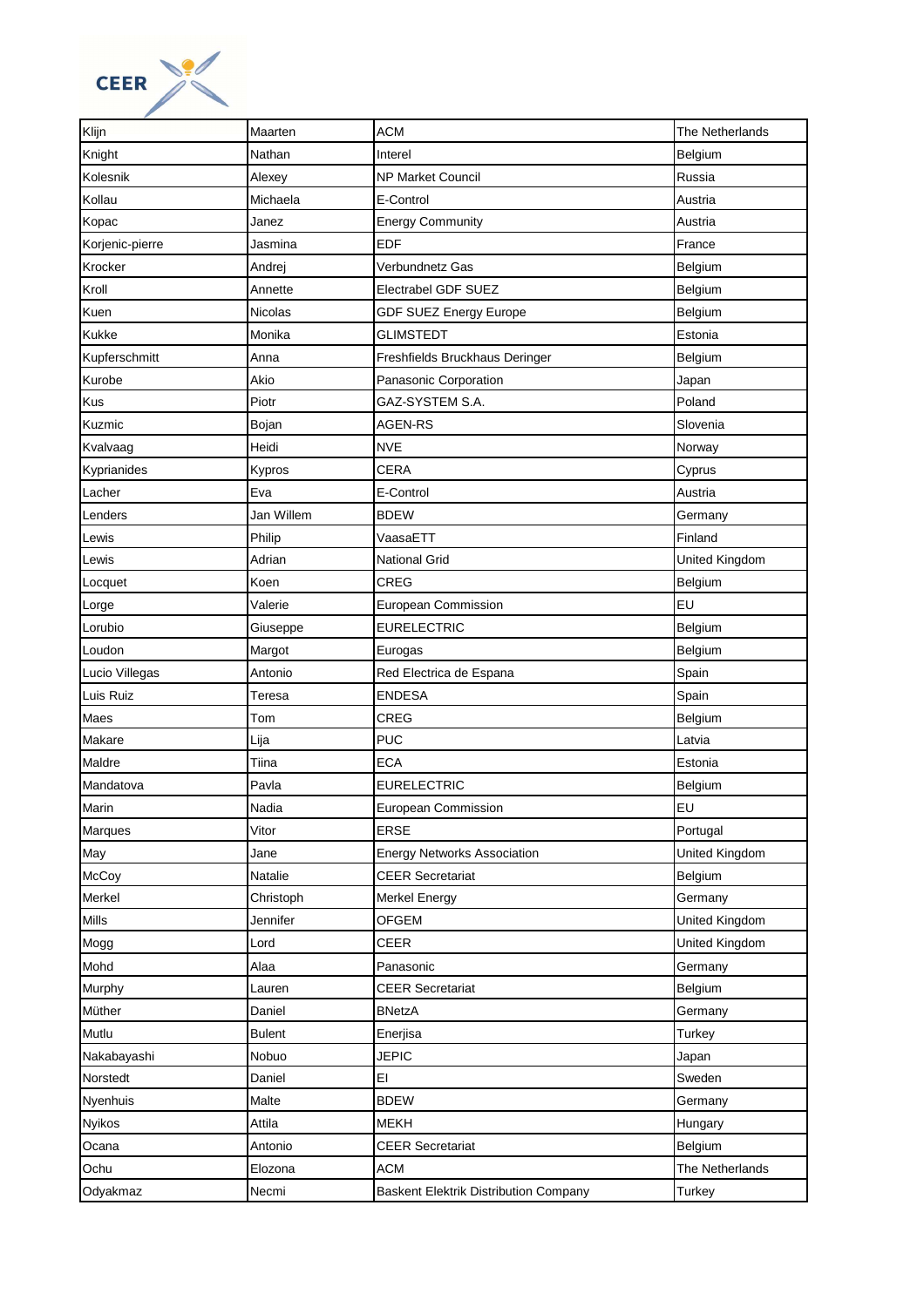| Klijn | Maarten | ACM | The Netherlands |
|---|---|---|---|
| Knight | Nathan | Interel | Belgium |
| Kolesnik | Alexey | NP Market Council | Russia |
| Kollau | Michaela | E-Control | Austria |
| Kopac | Janez | Energy Community | Austria |
| Korjenic-pierre | Jasmina | EDF | France |
| Krocker | Andrej | Verbundnetz Gas | Belgium |
| Kroll | Annette | Electrabel GDF SUEZ | Belgium |
| Kuen | Nicolas | GDF SUEZ Energy Europe | Belgium |
| Kukke | Monika | GLIMSTEDT | Estonia |
| Kupferschmitt | Anna | Freshfields Bruckhaus Deringer | Belgium |
| Kurobe | Akio | Panasonic Corporation | Japan |
| Kus | Piotr | GAZ-SYSTEM S.A. | Poland |
| Kuzmic | Bojan | AGEN-RS | Slovenia |
| Kvalvaag | Heidi | NVE | Norway |
| Kyprianides | Kypros | CERA | Cyprus |
| Lacher | Eva | E-Control | Austria |
| Lenders | Jan Willem | BDEW | Germany |
| Lewis | Philip | VaasaETT | Finland |
| Lewis | Adrian | National Grid | United Kingdom |
| Locquet | Koen | CREG | Belgium |
| Lorge | Valerie | European Commission | EU |
| Lorubio | Giuseppe | EURELECTRIC | Belgium |
| Loudon | Margot | Eurogas | Belgium |
| Lucio Villegas | Antonio | Red Electrica de Espana | Spain |
| Luis Ruiz | Teresa | ENDESA | Spain |
| Maes | Tom | CREG | Belgium |
| Makare | Lija | PUC | Latvia |
| Maldre | Tiina | ECA | Estonia |
| Mandatova | Pavla | EURELECTRIC | Belgium |
| Marin | Nadia | European Commission | EU |
| Marques | Vitor | ERSE | Portugal |
| May | Jane | Energy Networks Association | United Kingdom |
| McCoy | Natalie | CEER Secretariat | Belgium |
| Merkel | Christoph | Merkel Energy | Germany |
| Mills | Jennifer | OFGEM | United Kingdom |
| Mogg | Lord | CEER | United Kingdom |
| Mohd | Alaa | Panasonic | Germany |
| Murphy | Lauren | CEER Secretariat | Belgium |
| Müther | Daniel | BNetzA | Germany |
| Mutlu | Bulent | Enerjisa | Turkey |
| Nakabayashi | Nobuo | JEPIC | Japan |
| Norstedt | Daniel | EI | Sweden |
| Nyenhuis | Malte | BDEW | Germany |
| Nyikos | Attila | MEKH | Hungary |
| Ocana | Antonio | CEER Secretariat | Belgium |
| Ochu | Elozona | ACM | The Netherlands |
| Odyakmaz | Necmi | Baskent Elektrik Distribution Company | Turkey |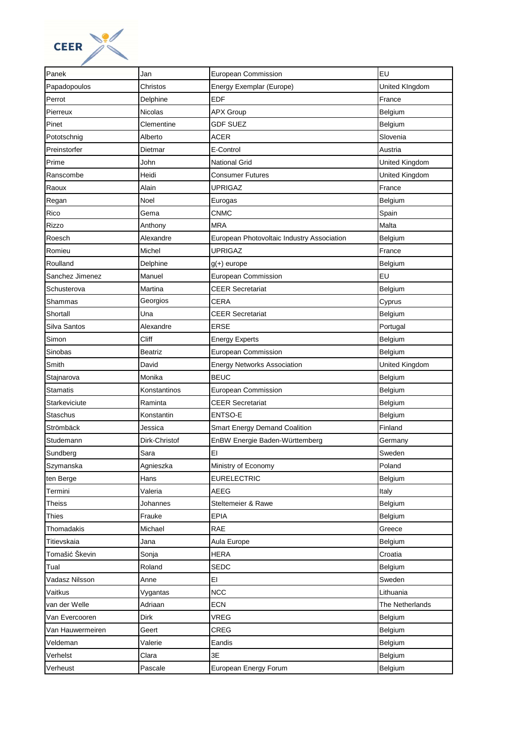| Panek | Jan | European Commission | EU |
|---|---|---|---|
| Papadopoulos | Christos | Energy Exemplar (Europe) | United KIngdom |
| Perrot | Delphine | EDF | France |
| Pierreux | Nicolas | APX Group | Belgium |
| Pinet | Clementine | GDF SUEZ | Belgium |
| Pototschnig | Alberto | ACER | Slovenia |
| Preinstorfer | Dietmar | E-Control | Austria |
| Prime | John | National Grid | United Kingdom |
| Ranscombe | Heidi | Consumer Futures | United Kingdom |
| Raoux | Alain | UPRIGAZ | France |
| Regan | Noel | Eurogas | Belgium |
| Rico | Gema | CNMC | Spain |
| Rizzo | Anthony | MRA | Malta |
| Roesch | Alexandre | European Photovoltaic Industry Association | Belgium |
| Romieu | Michel | UPRIGAZ | France |
| Roulland | Delphine | g(+) europe | Belgium |
| Sanchez Jimenez | Manuel | European Commission | EU |
| Schusterova | Martina | CEER Secretariat | Belgium |
| Shammas | Georgios | CERA | Cyprus |
| Shortall | Una | CEER Secretariat | Belgium |
| Silva Santos | Alexandre | ERSE | Portugal |
| Simon | Cliff | Energy Experts | Belgium |
| Sinobas | Beatriz | European Commission | Belgium |
| Smith | David | Energy Networks Association | United Kingdom |
| Stajnarova | Monika | BEUC | Belgium |
| Stamatis | Konstantinos | European Commission | Belgium |
| Starkeviciute | Raminta | CEER Secretariat | Belgium |
| Staschus | Konstantin | ENTSO-E | Belgium |
| Strömbäck | Jessica | Smart Energy Demand Coalition | Finland |
| Studemann | Dirk-Christof | EnBW Energie Baden-Württemberg | Germany |
| Sundberg | Sara | EI | Sweden |
| Szymanska | Agnieszka | Ministry of Economy | Poland |
| ten Berge | Hans | EURELECTRIC | Belgium |
| Termini | Valeria | AEEG | Italy |
| Theiss | Johannes | Steltemeier & Rawe | Belgium |
| Thies | Frauke | EPIA | Belgium |
| Thomadakis | Michael | RAE | Greece |
| Titievskaia | Jana | Aula Europe | Belgium |
| Tomašić Škevin | Sonja | HERA | Croatia |
| Tual | Roland | SEDC | Belgium |
| Vadasz Nilsson | Anne | EI | Sweden |
| Vaitkus | Vygantas | NCC | Lithuania |
| van der Welle | Adriaan | ECN | The Netherlands |
| Van Evercooren | Dirk | VREG | Belgium |
| Van Hauwermeiren | Geert | CREG | Belgium |
| Veldeman | Valerie | Eandis | Belgium |
| Verhelst | Clara | 3E | Belgium |
| Verheust | Pascale | European Energy Forum | Belgium |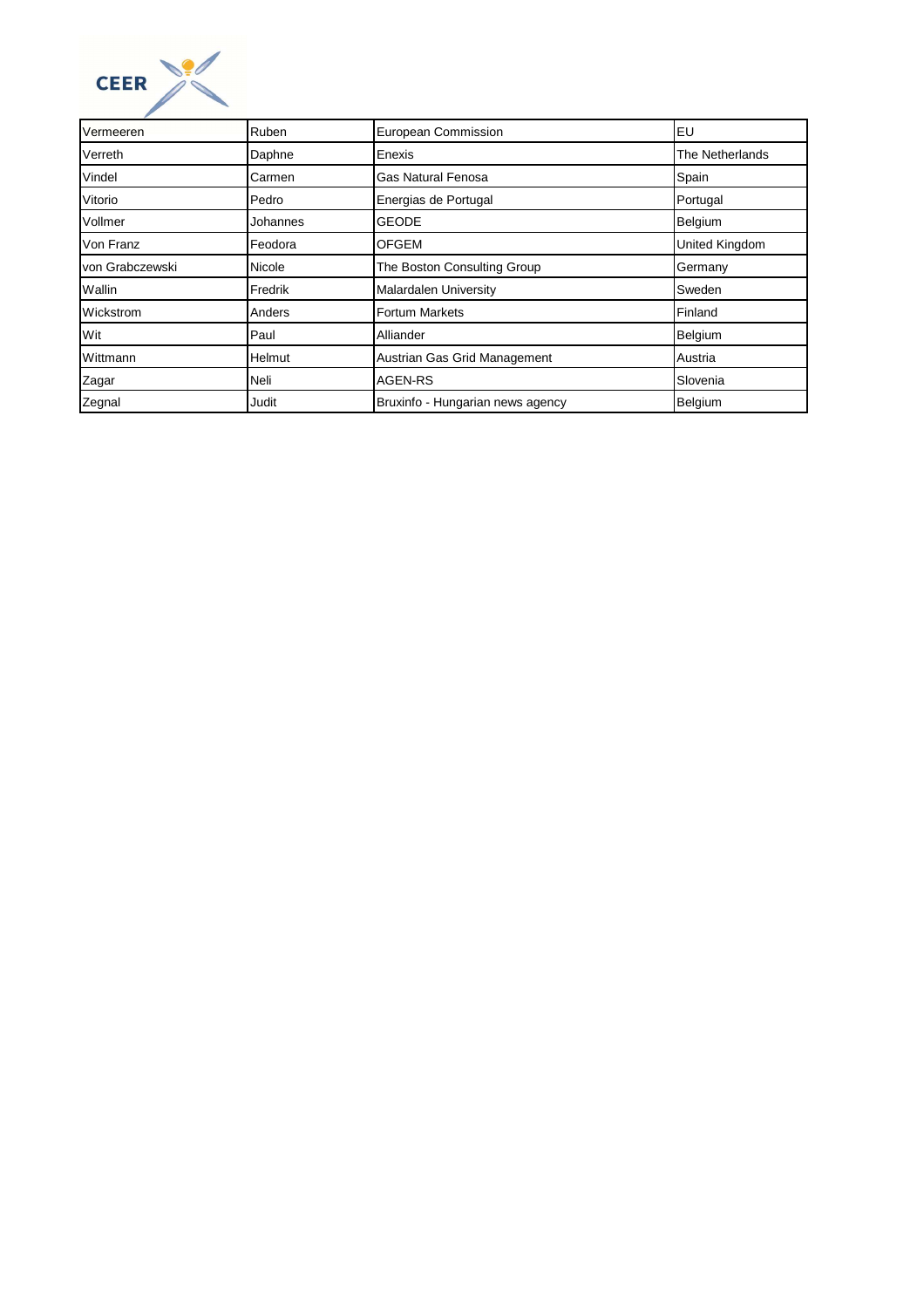| | | | |
|---|---|---|---|
| Vermeeren | Ruben | European Commission | EU |
| Verreth | Daphne | Enexis | The Netherlands |
| Vindel | Carmen | Gas Natural Fenosa | Spain |
| Vitorio | Pedro | Energias de Portugal | Portugal |
| Vollmer | Johannes | GEODE | Belgium |
| Von Franz | Feodora | OFGEM | United Kingdom |
| von Grabczewski | Nicole | The Boston Consulting Group | Germany |
| Wallin | Fredrik | Malardalen University | Sweden |
| Wickstrom | Anders | Fortum Markets | Finland |
| Wit | Paul | Alliander | Belgium |
| Wittmann | Helmut | Austrian Gas Grid Management | Austria |
| Zagar | Neli | AGEN-RS | Slovenia |
| Zegnal | Judit | Bruxinfo - Hungarian news agency | Belgium |